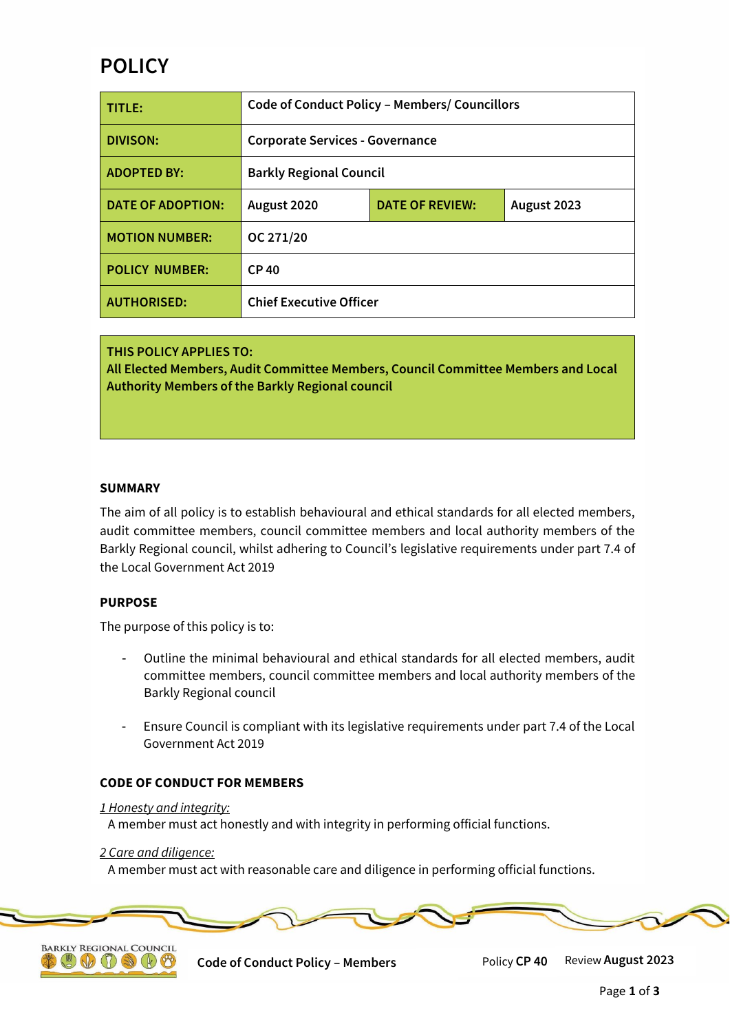# POLICY

| TITLE: | Code of Conduct Policy – Members/ Councillors | | |
|---|---|---|---|
| DIVISON: | Corporate Services - Governance | | |
| ADOPTED BY: | Barkly Regional Council | | |
| DATE OF ADOPTION: | August 2020 | DATE OF REVIEW: | August 2023 |
| MOTION NUMBER: | OC 271/20 | | |
| POLICY NUMBER: | CP 40 | | |
| AUTHORISED: | Chief Executive Officer | | |

**THIS POLICY APPLIES TO:**
**All Elected Members, Audit Committee Members, Council Committee Members and Local Authority Members of the Barkly Regional council**

**SUMMARY**

The aim of all policy is to establish behavioural and ethical standards for all elected members, audit committee members, council committee members and local authority members of the Barkly Regional council, whilst adhering to Council's legislative requirements under part 7.4 of the Local Government Act 2019

**PURPOSE**

The purpose of this policy is to:

- Outline the minimal behavioural and ethical standards for all elected members, audit committee members, council committee members and local authority members of the Barkly Regional council

- Ensure Council is compliant with its legislative requirements under part 7.4 of the Local Government Act 2019

**CODE OF CONDUCT FOR MEMBERS**

*1 Honesty and integrity:*
A member must act honestly and with integrity in performing official functions.

*2 Care and diligence:*
A member must act with reasonable care and diligence in performing official functions.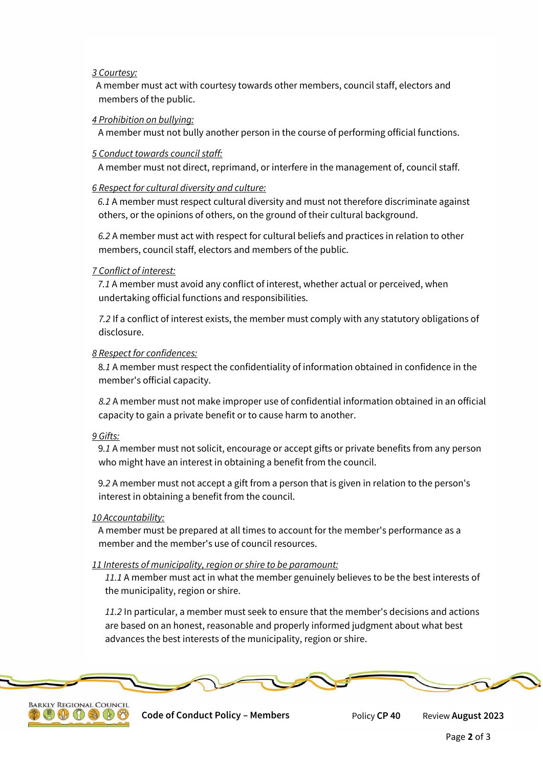*3 Courtesy:*

A member must act with courtesy towards other members, council staff, electors and members of the public.

*4 Prohibition on bullying:*

A member must not bully another person in the course of performing official functions.

*5 Conduct towards council staff:*

A member must not direct, reprimand, or interfere in the management of, council staff.

*6 Respect for cultural diversity and culture:*

*6.1* A member must respect cultural diversity and must not therefore discriminate against others, or the opinions of others, on the ground of their cultural background.

*6.2* A member must act with respect for cultural beliefs and practices in relation to other members, council staff, electors and members of the public.

*7 Conflict of interest:*

*7.1* A member must avoid any conflict of interest, whether actual or perceived, when undertaking official functions and responsibilities.

*7.2* If a conflict of interest exists, the member must comply with any statutory obligations of disclosure.

*8 Respect for confidences:*

8.*1* A member must respect the confidentiality of information obtained in confidence in the member's official capacity.

*8.2* A member must not make improper use of confidential information obtained in an official capacity to gain a private benefit or to cause harm to another.

*9 Gifts:*

9.*1* A member must not solicit, encourage or accept gifts or private benefits from any person who might have an interest in obtaining a benefit from the council.

9.*2* A member must not accept a gift from a person that is given in relation to the person's interest in obtaining a benefit from the council.

*10 Accountability:*

A member must be prepared at all times to account for the member's performance as a member and the member's use of council resources.

*11 Interests of municipality, region or shire to be paramount:*

*11.1* A member must act in what the member genuinely believes to be the best interests of the municipality, region or shire.

*11.2* In particular, a member must seek to ensure that the member's decisions and actions are based on an honest, reasonable and properly informed judgment about what best advances the best interests of the municipality, region or shire.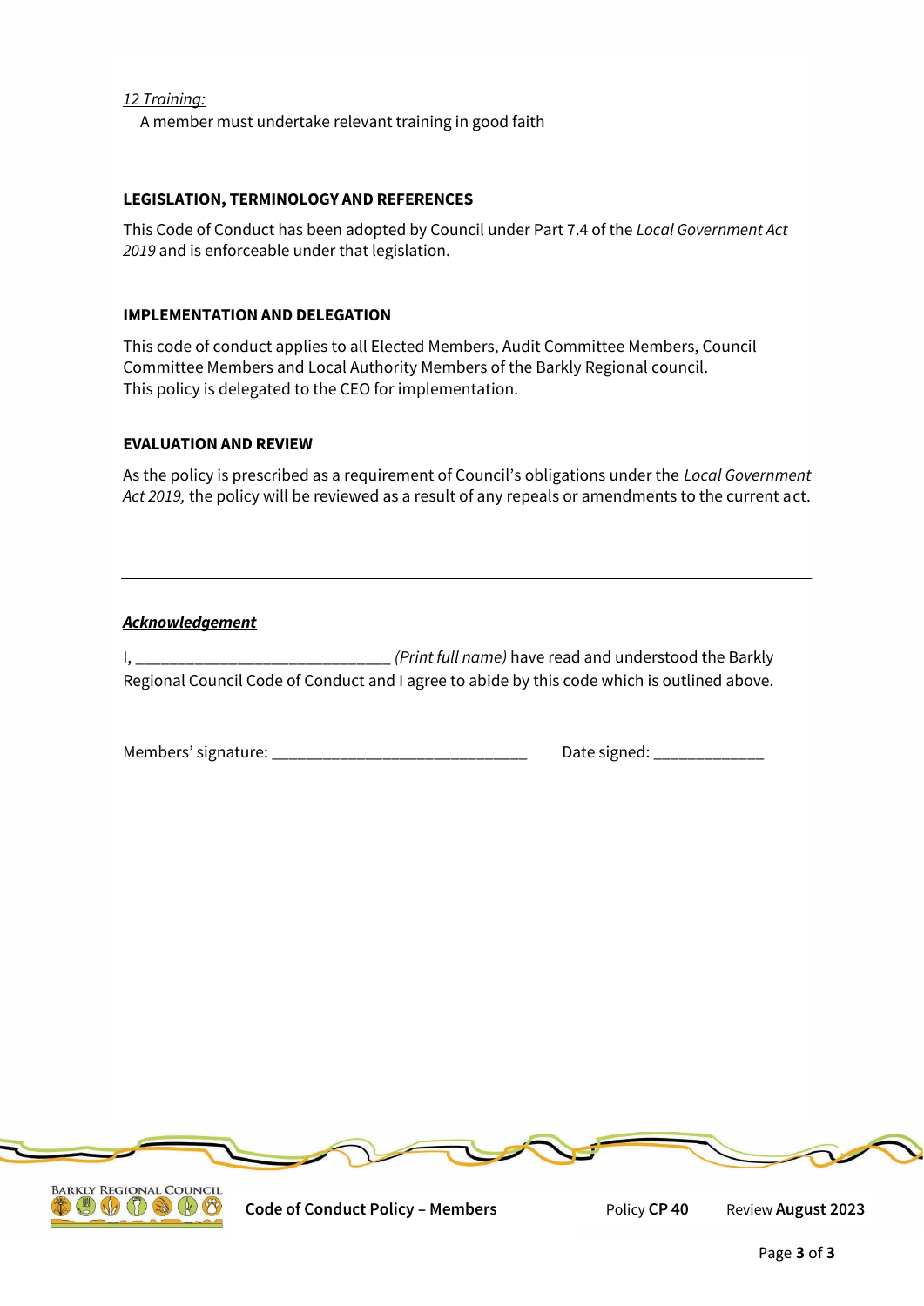*12 Training:*

A member must undertake relevant training in good faith

**LEGISLATION, TERMINOLOGY AND REFERENCES**

This Code of Conduct has been adopted by Council under Part 7.4 of the *Local Government Act 2019* and is enforceable under that legislation.

**IMPLEMENTATION AND DELEGATION**

This code of conduct applies to all Elected Members, Audit Committee Members, Council Committee Members and Local Authority Members of the Barkly Regional council.
This policy is delegated to the CEO for implementation.

**EVALUATION AND REVIEW**

As the policy is prescribed as a requirement of Council's obligations under the *Local Government Act 2019,* the policy will be reviewed as a result of any repeals or amendments to the current act.

---

***Acknowledgement***

I, ______________________________ *(Print full name)* have read and understood the Barkly Regional Council Code of Conduct and I agree to abide by this code which is outlined above.

Members' signature: ______________________________ Date signed: _____________